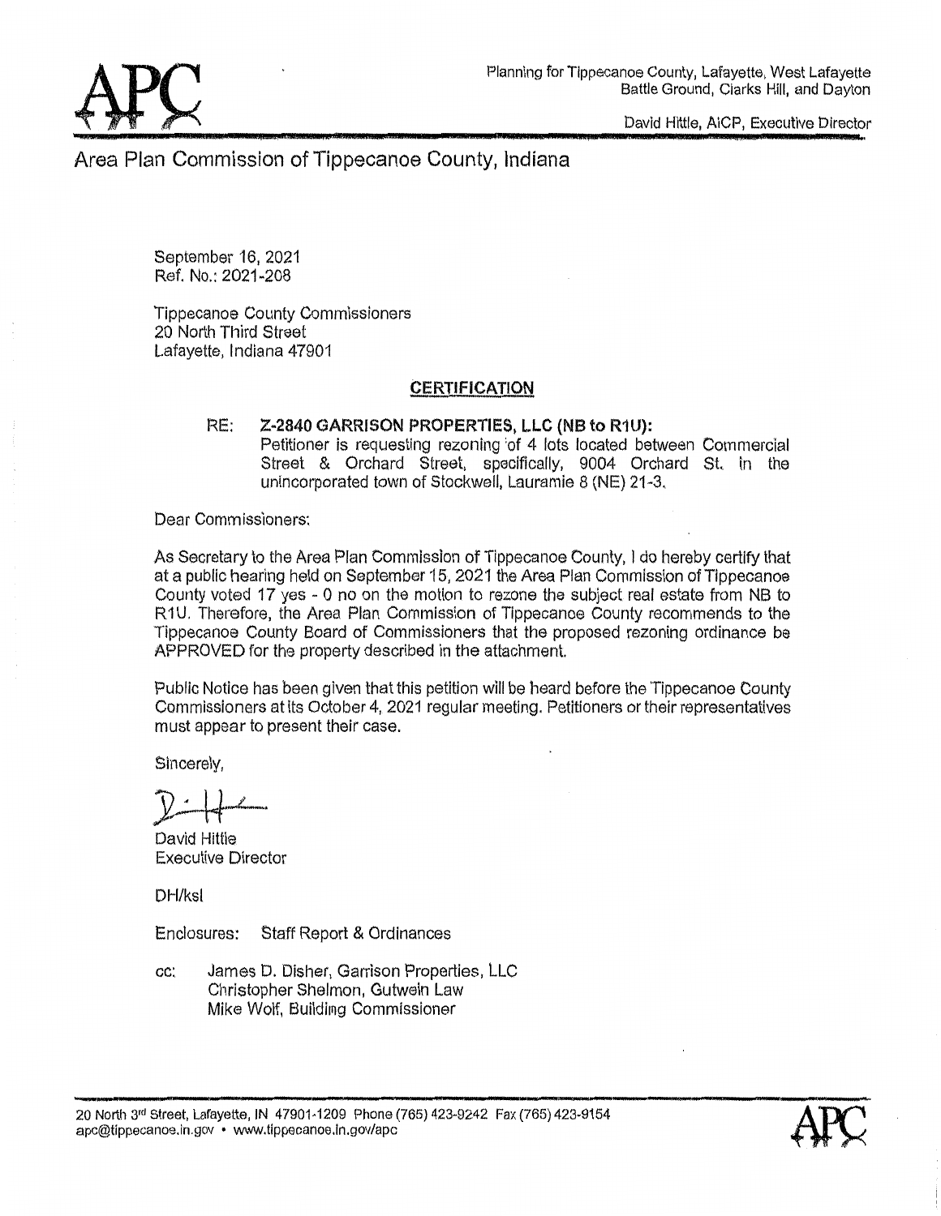Planning for Tippecanoe County, Lafayette, West Lafayette
Battle Ground, Clarks Hill, and Dayton

David Hittle, AICP, Executive Director

# Area Plan Commission of Tippecanoe County, Indiana

September 16, 2021
Ref. No.: 2021-208

Tippecanoe County Commissioners
20 North Third Street
Lafayette, Indiana 47901

## CERTIFICATION

RE: **Z-2840 GARRISON PROPERTIES, LLC (NB to R1U):**
Petitioner is requesting rezoning of 4 lots located between Commercial Street & Orchard Street, specifically, 9004 Orchard St. in the unincorporated town of Stockwell, Lauramie 8 (NE) 21-3.

Dear Commissioners:

As Secretary to the Area Plan Commission of Tippecanoe County, I do hereby certify that at a public hearing held on September 15, 2021 the Area Plan Commission of Tippecanoe County voted 17 yes - 0 no on the motion to rezone the subject real estate from NB to R1U. Therefore, the Area Plan Commission of Tippecanoe County recommends to the Tippecanoe County Board of Commissioners that the proposed rezoning ordinance be APPROVED for the property described in the attachment.

Public Notice has been given that this petition will be heard before the Tippecanoe County Commissioners at its October 4, 2021 regular meeting. Petitioners or their representatives must appear to present their case.

Sincerely,

David Hittle
Executive Director

DH/ksl

Enclosures: Staff Report & Ordinances

cc: James D. Disher, Garrison Properties, LLC
Christopher Shelmon, Gutwein Law
Mike Wolf, Building Commissioner

20 North 3rd Street, Lafayette, IN 47901-1209 Phone (765) 423-9242 Fax (765) 423-9154
apc@tippecanoe.in.gov • www.tippecanoe.in.gov/apc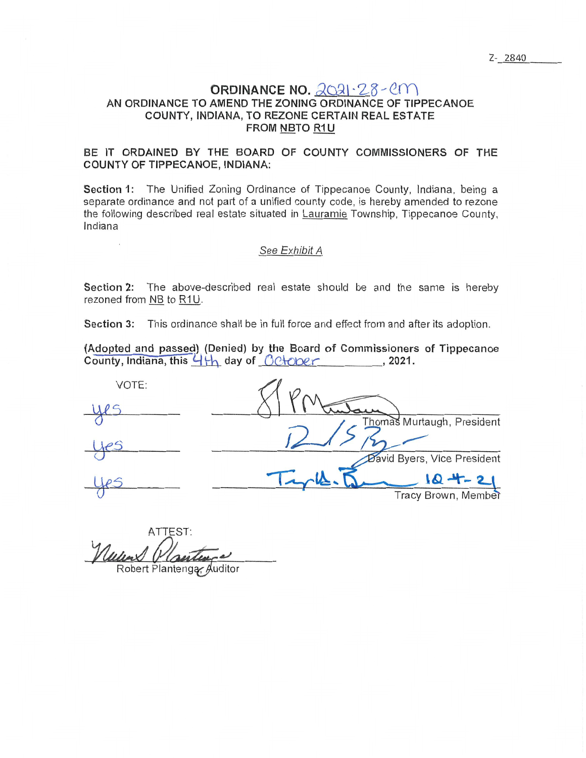Z-2840

# ORDINANCE NO. 2021-28-CM

## AN ORDINANCE TO AMEND THE ZONING ORDINANCE OF TIPPECANOE COUNTY, INDIANA, TO REZONE CERTAIN REAL ESTATE FROM NB TO R1U

**BE IT ORDAINED BY THE BOARD OF COUNTY COMMISSIONERS OF THE COUNTY OF TIPPECANOE, INDIANA:**

**Section 1:** The Unified Zoning Ordinance of Tippecanoe County, Indiana, being a separate ordinance and not part of a unified county code, is hereby amended to rezone the following described real estate situated in Lauramie Township, Tippecanoe County, Indiana

*See Exhibit A*

**Section 2:** The above-described real estate should be and the same is hereby rezoned from NB to R1U.

**Section 3:** This ordinance shall be in full force and effect from and after its adoption.

**(Adopted and passed) (Denied) by the Board of Commissioners of Tippecanoe County, Indiana, this 4th day of October, 2021.**

| VOTE: | |
|---|---|
| yes | Thomas Murtaugh, President |
| yes | David Byers, Vice President |
| yes | Tracy Brown, Member 10-4-21 |

ATTEST:

Robert Plantenga, Auditor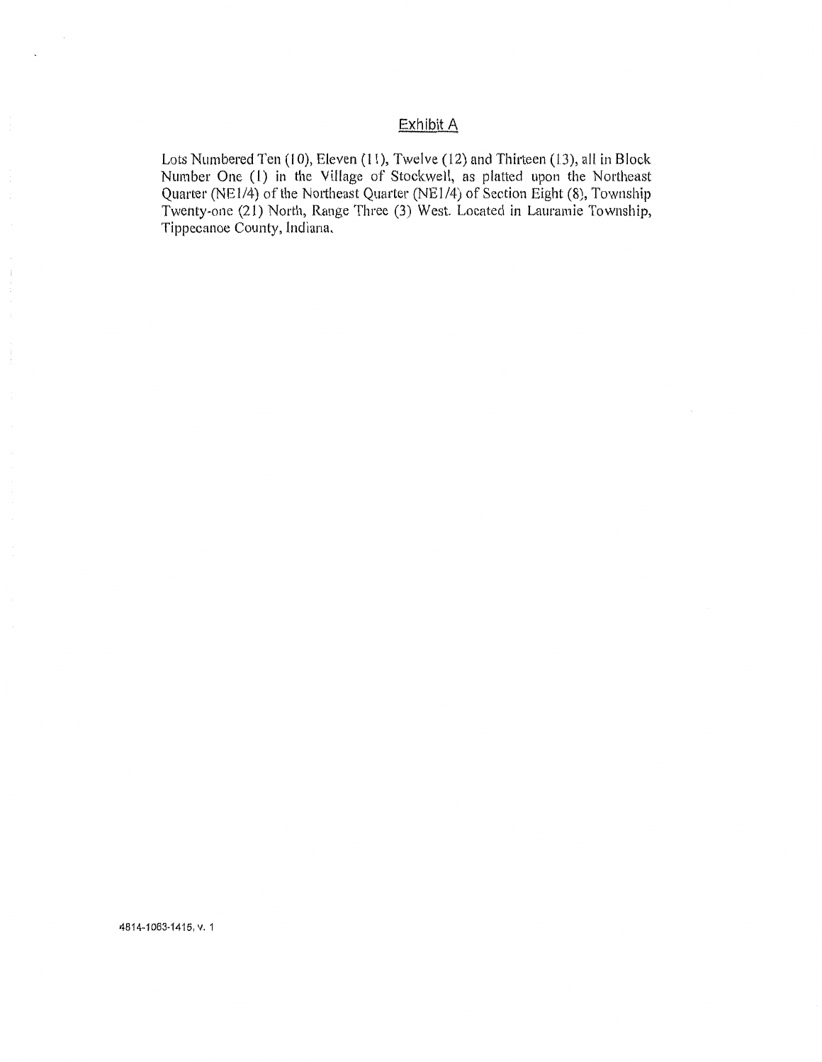# Exhibit A

Lots Numbered Ten (10), Eleven (11), Twelve (12) and Thirteen (13), all in Block Number One (1) in the Village of Stockwell, as platted upon the Northeast Quarter (NE1/4) of the Northeast Quarter (NE1/4) of Section Eight (8), Township Twenty-one (21) North, Range Three (3) West. Located in Lauramie Township, Tippecanoe County, Indiana.

4814-1063-1415, v. 1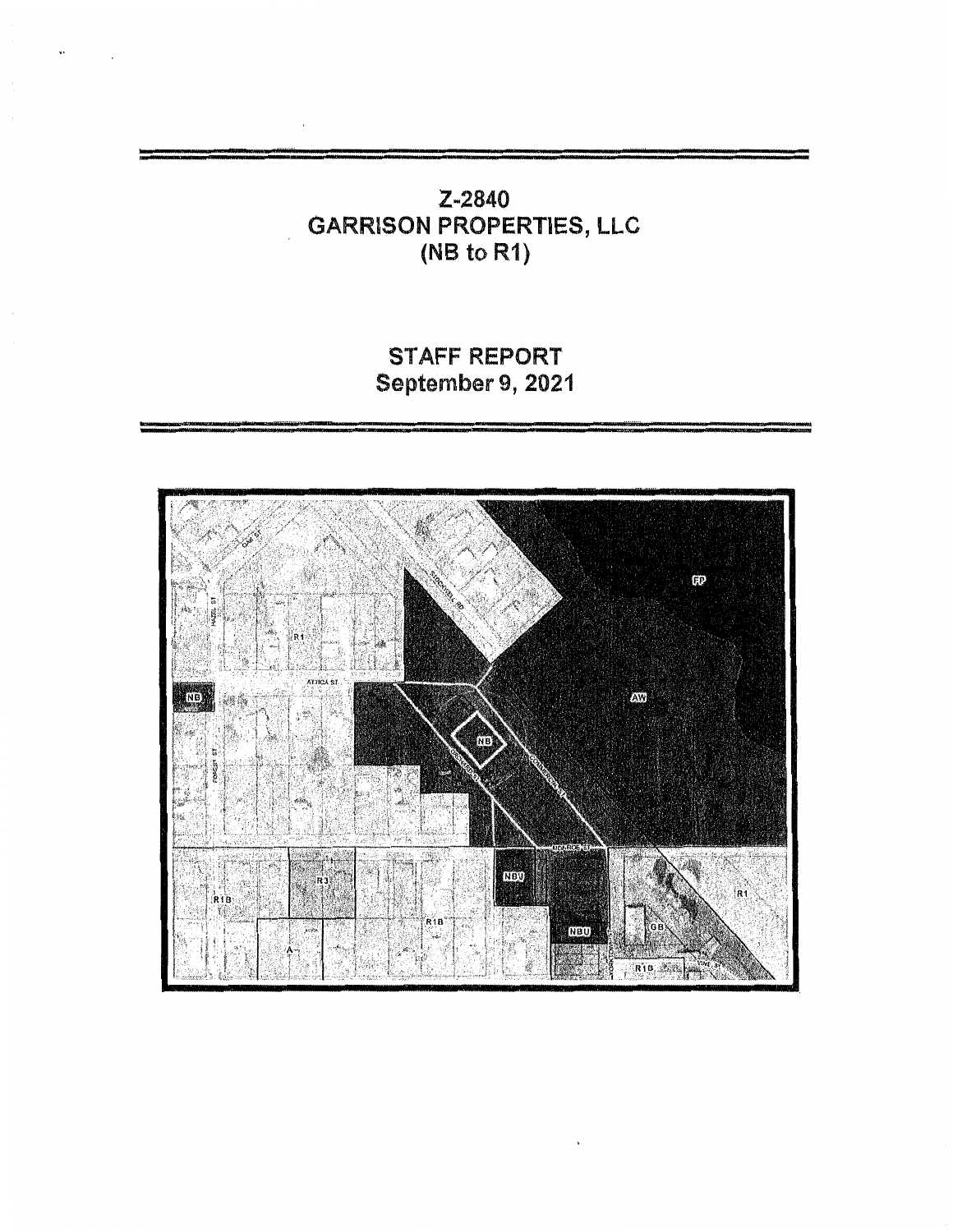# Z-2840
# GARRISON PROPERTIES, LLC
# (NB to R1)

## STAFF REPORT
## September 9, 2021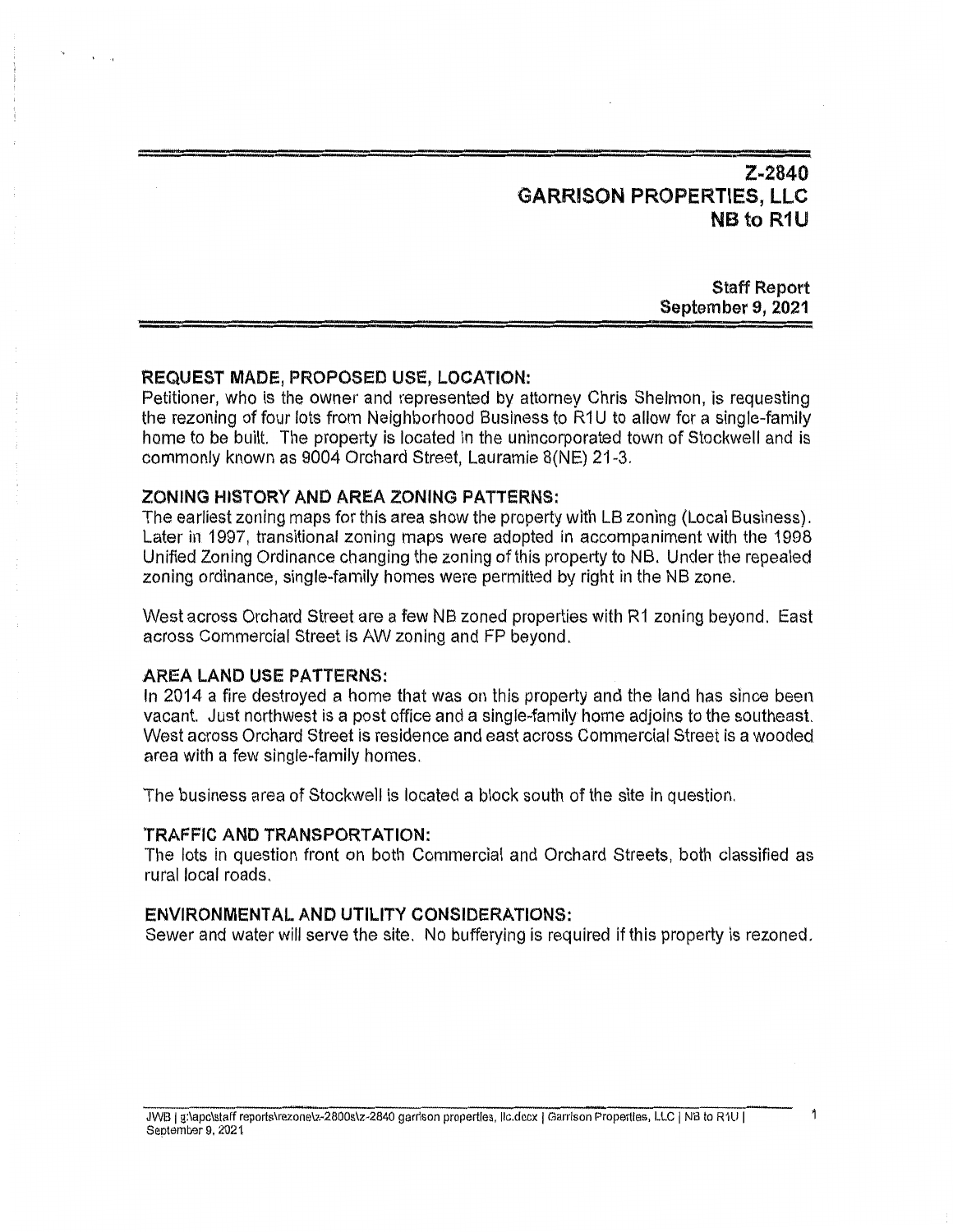## Z-2840
## GARRISON PROPERTIES, LLC
## NB to R1U

**Staff Report**
**September 9, 2021**

### REQUEST MADE, PROPOSED USE, LOCATION:

Petitioner, who is the owner and represented by attorney Chris Shelmon, is requesting the rezoning of four lots from Neighborhood Business to R1U to allow for a single-family home to be built. The property is located in the unincorporated town of Stockwell and is commonly known as 9004 Orchard Street, Lauramie 8(NE) 21-3.

### ZONING HISTORY AND AREA ZONING PATTERNS:

The earliest zoning maps for this area show the property with LB zoning (Local Business). Later in 1997, transitional zoning maps were adopted in accompaniment with the 1998 Unified Zoning Ordinance changing the zoning of this property to NB. Under the repealed zoning ordinance, single-family homes were permitted by right in the NB zone.

West across Orchard Street are a few NB zoned properties with R1 zoning beyond. East across Commercial Street is AW zoning and FP beyond.

### AREA LAND USE PATTERNS:

In 2014 a fire destroyed a home that was on this property and the land has since been vacant. Just northwest is a post office and a single-family home adjoins to the southeast. West across Orchard Street is residence and east across Commercial Street is a wooded area with a few single-family homes.

The business area of Stockwell is located a block south of the site in question.

### TRAFFIC AND TRANSPORTATION:

The lots in question front on both Commercial and Orchard Streets, both classified as rural local roads.

### ENVIRONMENTAL AND UTILITY CONSIDERATIONS:

Sewer and water will serve the site. No bufferying is required if this property is rezoned.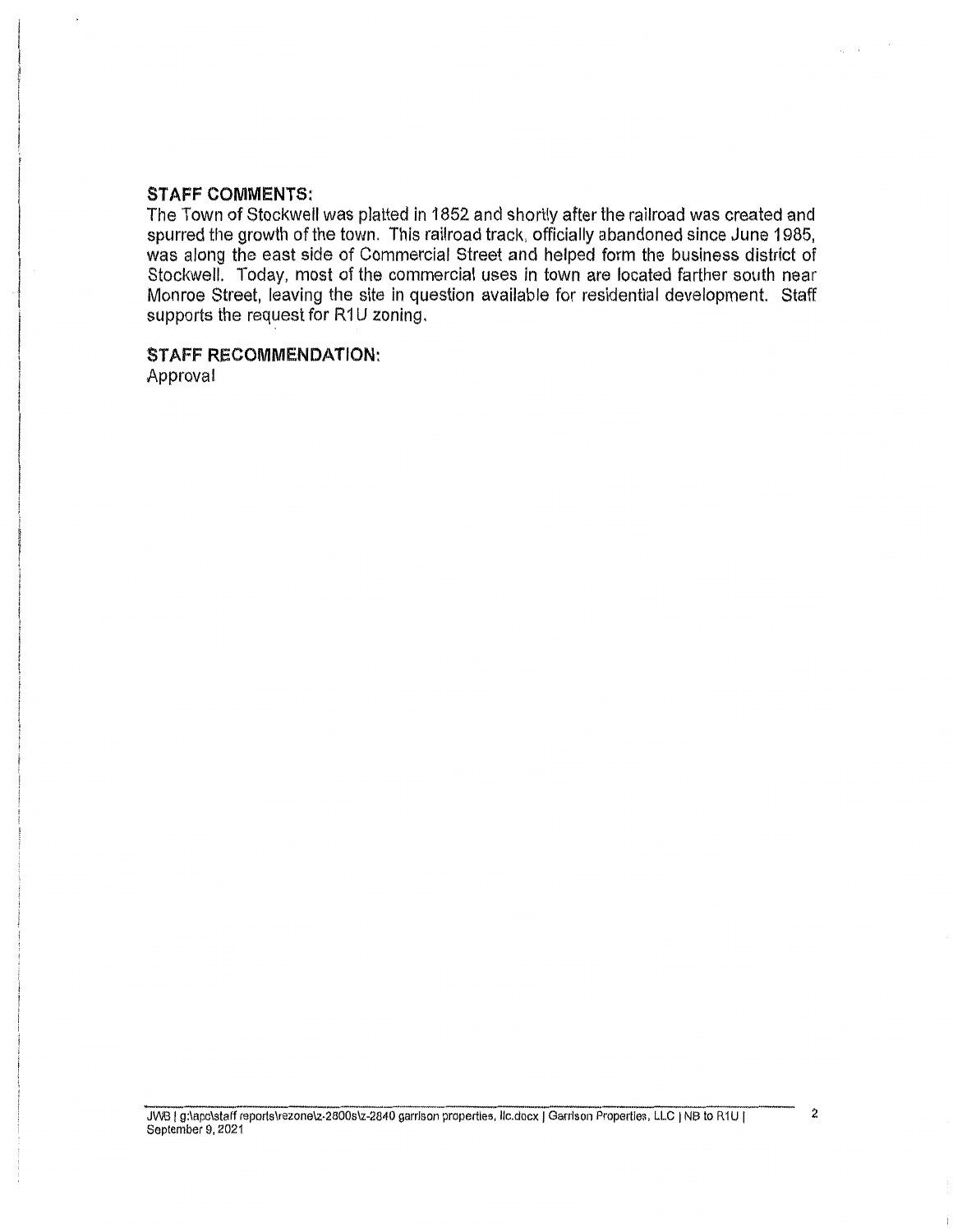**STAFF COMMENTS:**

The Town of Stockwell was platted in 1852 and shortly after the railroad was created and spurred the growth of the town. This railroad track, officially abandoned since June 1985, was along the east side of Commercial Street and helped form the business district of Stockwell. Today, most of the commercial uses in town are located farther south near Monroe Street, leaving the site in question available for residential development. Staff supports the request for R1U zoning.

**STAFF RECOMMENDATION:**

Approval